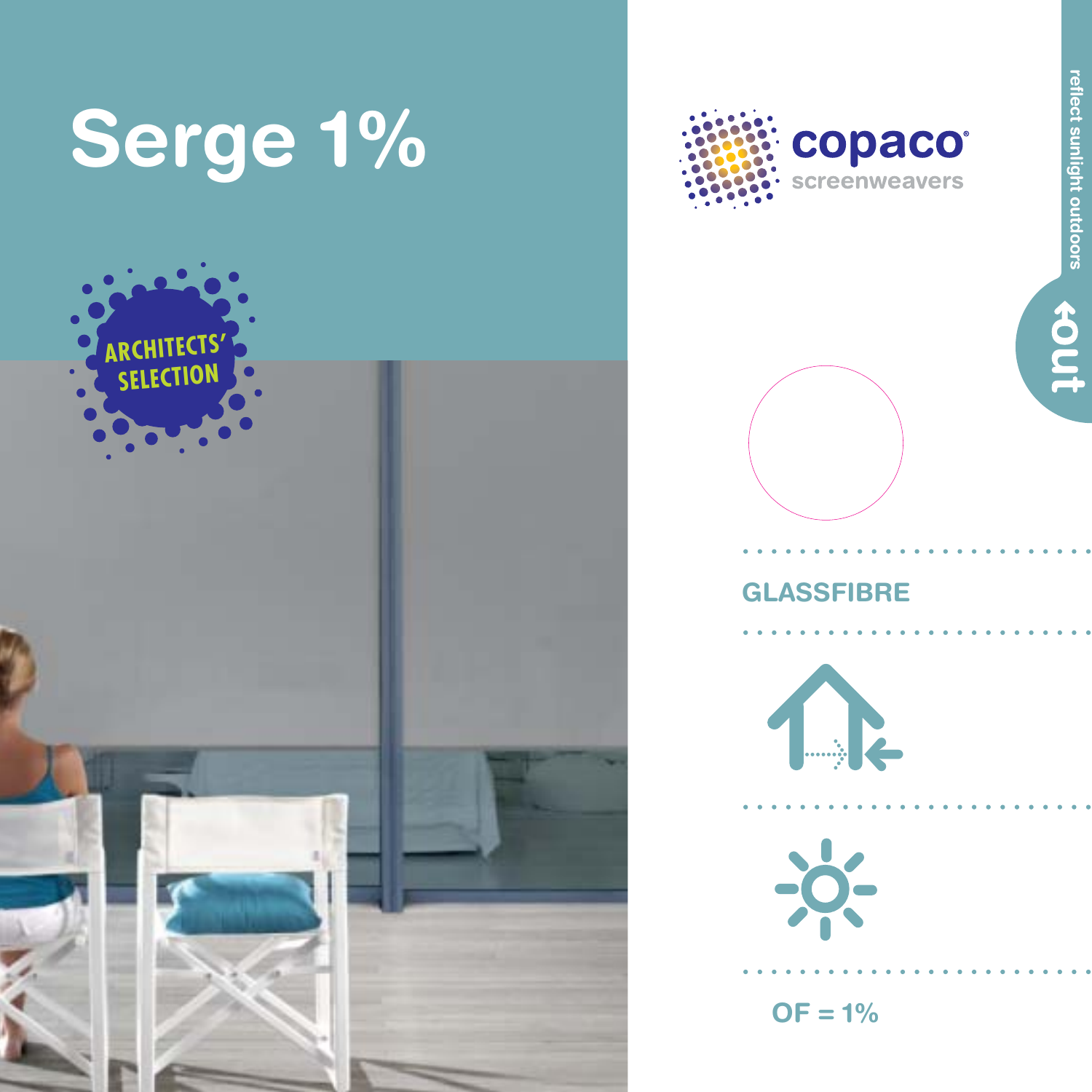# Serge 1%

ARCHITECTS' SELECTION

copaco® screenwearvers

reflect sunlight outdoors

out

GLASSFIBRE

OF = 1%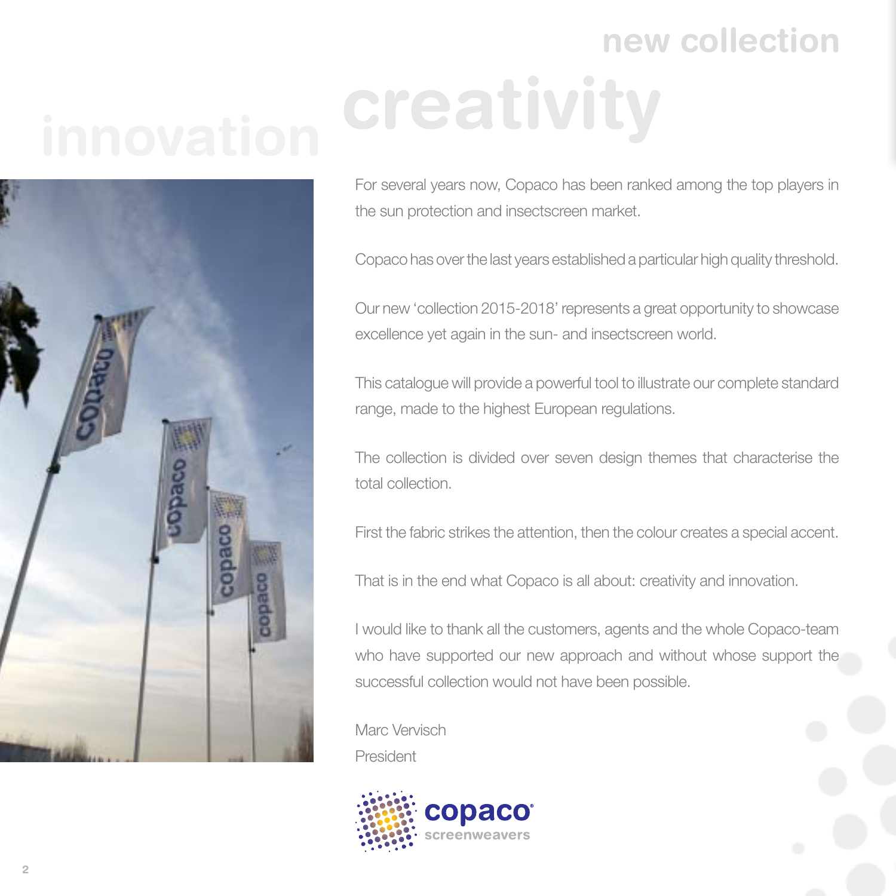# new collection

# creativity innovation

For several years now, Copaco has been ranked among the top players in the sun protection and insectscreen market.

Copaco has over the last years established a particular high quality threshold.

Our new 'collection 2015-2018' represents a great opportunity to showcase excellence yet again in the sun- and insectscreen world.

This catalogue will provide a powerful tool to illustrate our complete standard range, made to the highest European regulations.

The collection is divided over seven design themes that characterise the total collection.

First the fabric strikes the attention, then the colour creates a special accent.

That is in the end what Copaco is all about: creativity and innovation.

I would like to thank all the customers, agents and the whole Copaco-team who have supported our new approach and without whose support the successful collection would not have been possible.

Marc Vervisch
President

copaco
screenweavers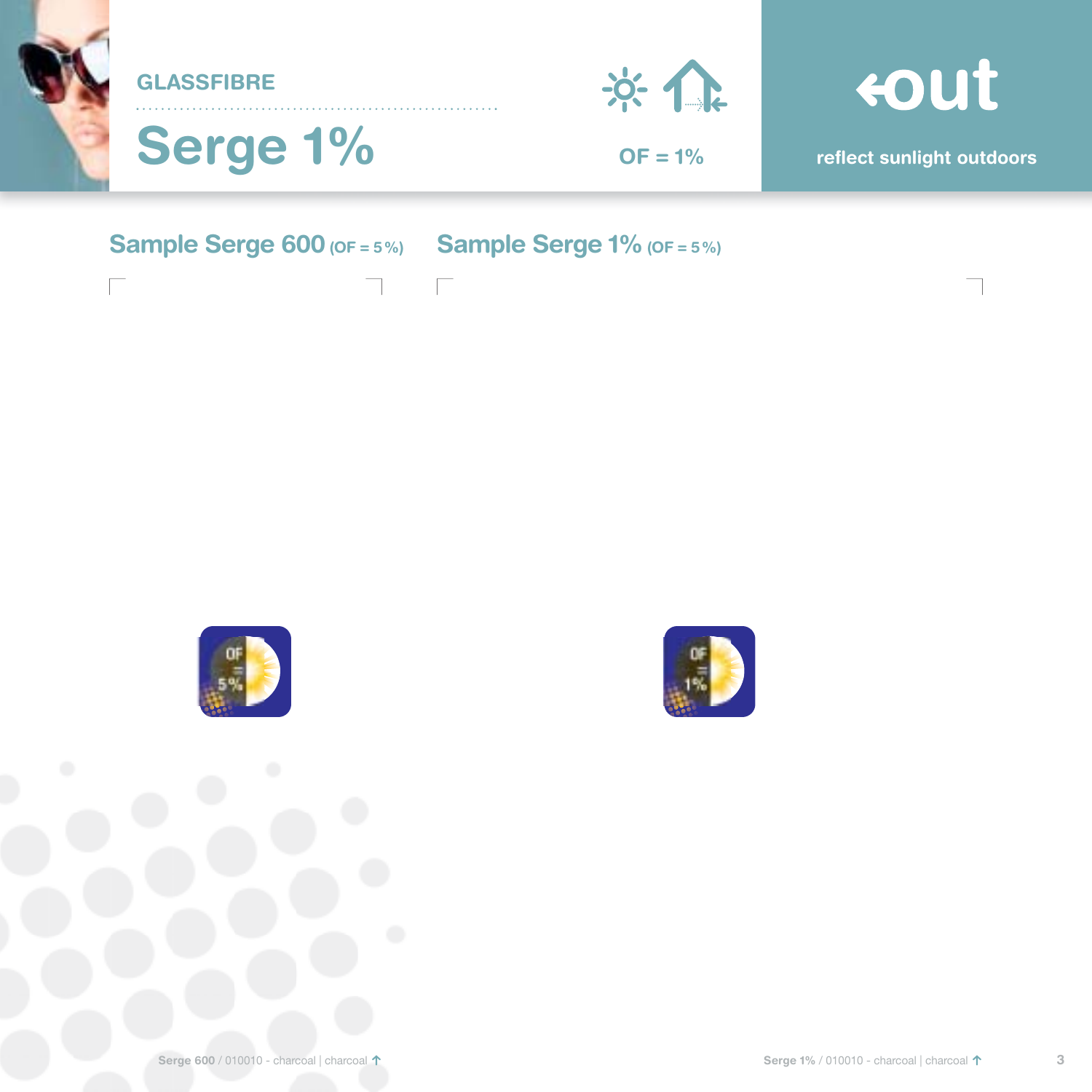GLASSFIBRE

# Serge 1%

OF = 1%

**out**

reflect sunlight outdoors

## Sample Serge 600 (OF = 5 %)

## Sample Serge 1% (OF = 5 %)

OF = 5%

OF = 1%

**Serge 600** / 010010 - charcoal | charcoal

**Serge 1%** / 010010 - charcoal | charcoal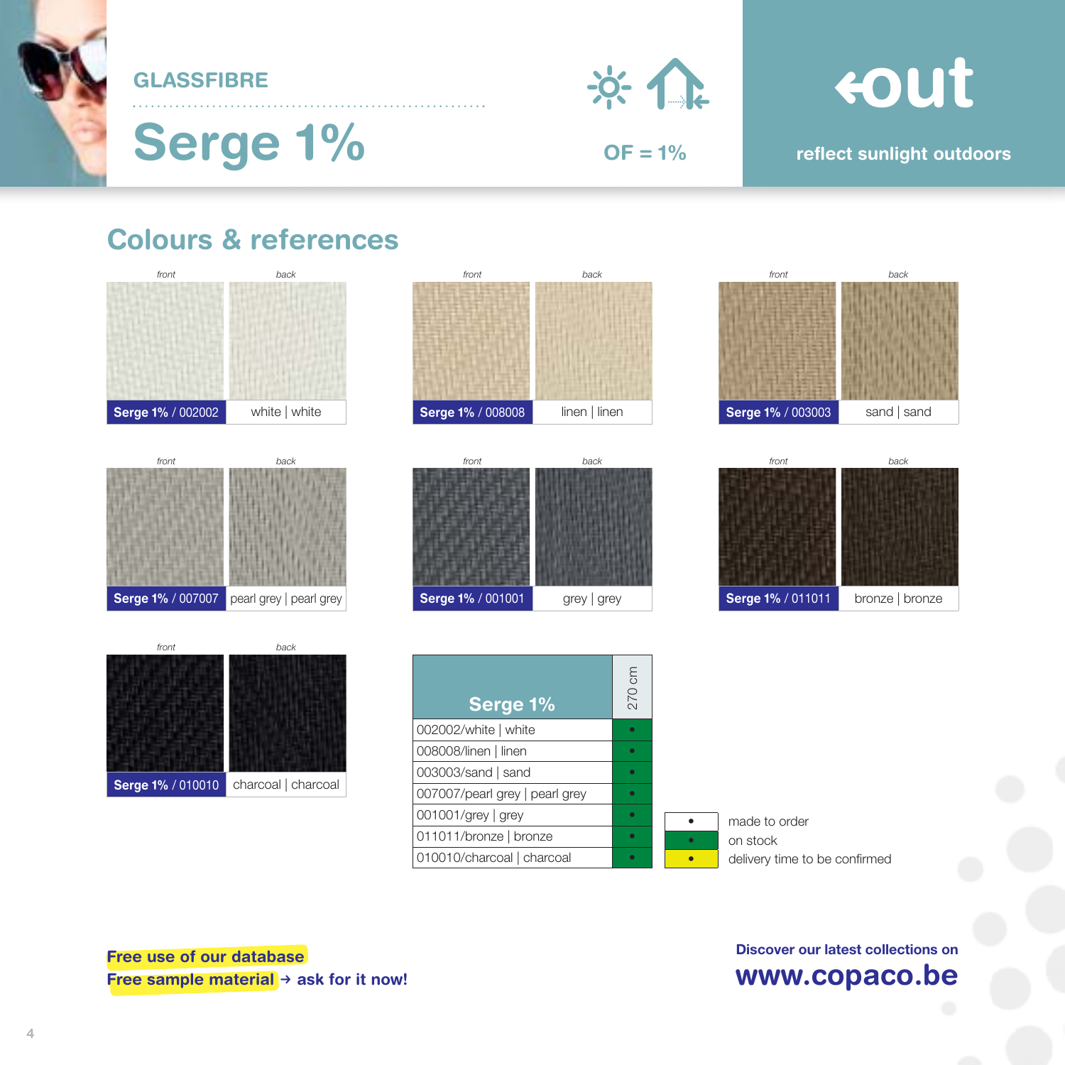GLASSFIBRE

# Serge 1%

OF = 1%

out

reflect sunlight outdoors

## Colours & references

| front / back | |
|---|---|
| **Serge 1%** / 002002 | white \| white |
| **Serge 1%** / 008008 | linen \| linen |
| **Serge 1%** / 003003 | sand \| sand |
| **Serge 1%** / 007007 | pearl grey \| pearl grey |
| **Serge 1%** / 001001 | grey \| grey |
| **Serge 1%** / 011011 | bronze \| bronze |
| **Serge 1%** / 010010 | charcoal \| charcoal |

| Serge 1% | 270 cm |
|---|---|
| 002002/white \| white | • (on stock) |
| 008008/linen \| linen | • (on stock) |
| 003003/sand \| sand | • (on stock) |
| 007007/pearl grey \| pearl grey | • (on stock) |
| 001001/grey \| grey | • (on stock) |
| 011011/bronze \| bronze | • (on stock) |
| 010010/charcoal \| charcoal | • (on stock) |

- • (white) made to order
- • (green) on stock
- • (yellow) delivery time to be confirmed

**Free use of our database**
**Free sample material → ask for it now!**

**Discover our latest collections on**
**www.copaco.be**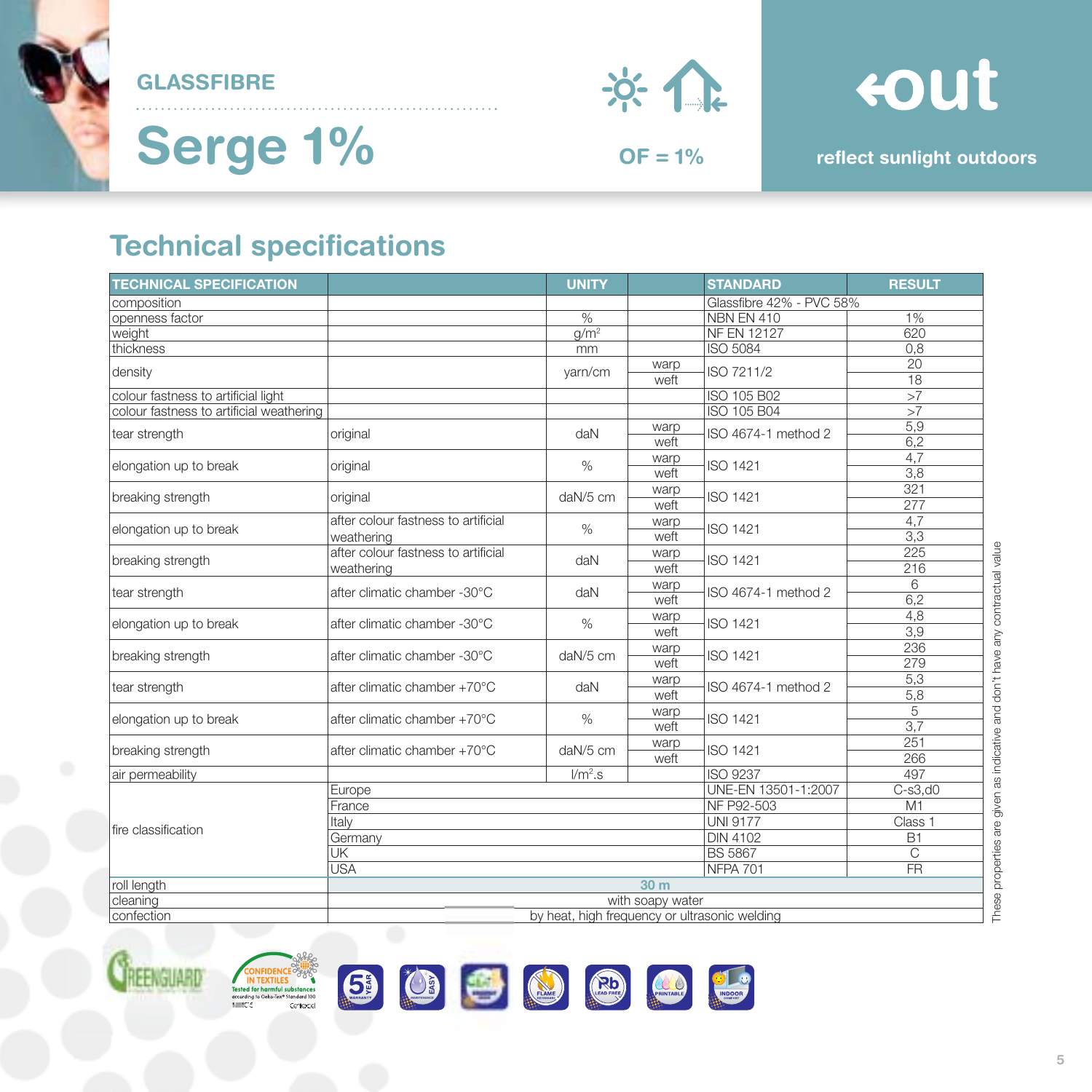GLASSFIBRE

# Serge 1%

OF = 1%

out

reflect sunlight outdoors

## Technical specifications

| TECHNICAL SPECIFICATION | | UNITY | | STANDARD | RESULT |
|---|---|---|---|---|---|
| composition | | | | Glassfibre 42% - PVC 58% | |
| openness factor | | % | | NBN EN 410 | 1% |
| weight | | $g/m^2$ | | NF EN 12127 | 620 |
| thickness | | mm | | ISO 5084 | 0,8 |
| density | | yarn/cm | warp | ISO 7211/2 | 20 |
| | | | weft | | 18 |
| colour fastness to artificial light | | | | ISO 105 B02 | >7 |
| colour fastness to artificial weathering | | | | ISO 105 B04 | >7 |
| tear strength | original | daN | warp | ISO 4674-1 method 2 | 5,9 |
| | | | weft | | 6,2 |
| elongation up to break | original | % | warp | ISO 1421 | 4,7 |
| | | | weft | | 3,8 |
| breaking strength | original | daN/5 cm | warp | ISO 1421 | 321 |
| | | | weft | | 277 |
| elongation up to break | after colour fastness to artificial weathering | % | warp | ISO 1421 | 4,7 |
| | | | weft | | 3,3 |
| breaking strength | after colour fastness to artificial weathering | daN | warp | ISO 1421 | 225 |
| | | | weft | | 216 |
| tear strength | after climatic chamber -30°C | daN | warp | ISO 4674-1 method 2 | 6 |
| | | | weft | | 6,2 |
| elongation up to break | after climatic chamber -30°C | % | warp | ISO 1421 | 4,8 |
| | | | weft | | 3,9 |
| breaking strength | after climatic chamber -30°C | daN/5 cm | warp | ISO 1421 | 236 |
| | | | weft | | 279 |
| tear strength | after climatic chamber +70°C | daN | warp | ISO 4674-1 method 2 | 5,3 |
| | | | weft | | 5,8 |
| elongation up to break | after climatic chamber +70°C | % | warp | ISO 1421 | 5 |
| | | | weft | | 3,7 |
| breaking strength | after climatic chamber +70°C | daN/5 cm | warp | ISO 1421 | 251 |
| | | | weft | | 266 |
| air permeability | | $l/m^2.s$ | | ISO 9237 | 497 |
| fire classification | Europe | | | UNE-EN 13501-1:2007 | C-s3,d0 |
| | France | | | NF P92-503 | M1 |
| | Italy | | | UNI 9177 | Class 1 |
| | Germany | | | DIN 4102 | B1 |
| | UK | | | BS 5867 | C |
| | USA | | | NFPA 701 | FR |
| roll length | 30 m | | | | |
| cleaning | with soapy water | | | | |
| confection | by heat, high frequency or ultrasonic welding | | | | |

These properties are given as indicative and don't have any contractual value

GREENGUARD · CONFIDENCE IN TEXTILES – Tested for harmful substances according to Oeko-Tex® Standard 100 · 5 YEAR WARRANTY · EASY MAINTENANCE · FLAME RETARDANT · LEAD FREE · PRINTABLE · INDOOR COMFORT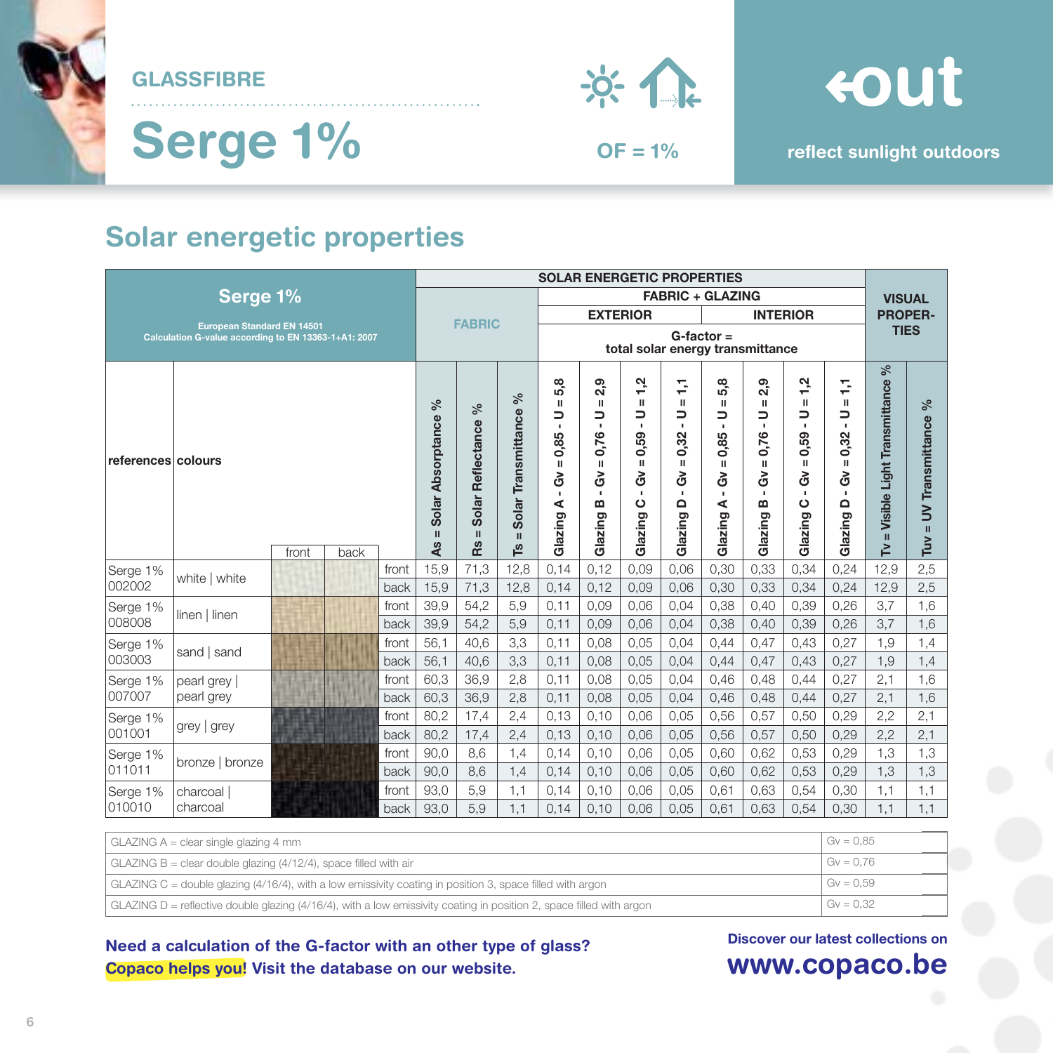GLASSFIBRE

# Serge 1%

OF = 1%

**out** reflect sunlight outdoors

## Solar energetic properties

| Serge 1% — European Standard EN 14501 — Calculation G-value according to EN 13363-1+A1: 2007 | | | | | SOLAR ENERGETIC PROPERTIES | | | | | | | | | | | VISUAL PROPERTIES | |
|---|---|---|---|---|---|---|---|---|---|---|---|---|---|---|---|---|---|
| | | | | | FABRIC | | | FABRIC + GLAZING — G-factor = total solar energy transmittance | | | | | | | | | |
| | | | | | | | | EXTERIOR | | | | INTERIOR | | | | | |
| references | colours | front | back | | As = Solar Absorptance % | Rs = Solar Reflectance % | Ts = Solar Transmittance % | Glazing A - Gv = 0,85 - U = 5,8 | Glazing B - Gv = 0,76 - U = 2,9 | Glazing C - Gv = 0,59 - U = 1,2 | Glazing D - Gv = 0,32 - U = 1,1 | Glazing A - Gv = 0,85 - U = 5,8 | Glazing B - Gv = 0,76 - U = 2,9 | Glazing C - Gv = 0,59 - U = 1,2 | Glazing D - Gv = 0,32 - U = 1,1 | Tv = Visible Light Transmittance % | Tuv = UV Transmittance % |
| Serge 1% 002002 | white \| white | | | front | 15,9 | 71,3 | 12,8 | 0,14 | 0,12 | 0,09 | 0,06 | 0,30 | 0,33 | 0,34 | 0,24 | 12,9 | 2,5 |
| | | | | back | 15,9 | 71,3 | 12,8 | 0,14 | 0,12 | 0,09 | 0,06 | 0,30 | 0,33 | 0,34 | 0,24 | 12,9 | 2,5 |
| Serge 1% 008008 | linen \| linen | | | front | 39,9 | 54,2 | 5,9 | 0,11 | 0,09 | 0,06 | 0,04 | 0,38 | 0,40 | 0,39 | 0,26 | 3,7 | 1,6 |
| | | | | back | 39,9 | 54,2 | 5,9 | 0,11 | 0,09 | 0,06 | 0,04 | 0,38 | 0,40 | 0,39 | 0,26 | 3,7 | 1,6 |
| Serge 1% 003003 | sand \| sand | | | front | 56,1 | 40,6 | 3,3 | 0,11 | 0,08 | 0,05 | 0,04 | 0,44 | 0,47 | 0,43 | 0,27 | 1,9 | 1,4 |
| | | | | back | 56,1 | 40,6 | 3,3 | 0,11 | 0,08 | 0,05 | 0,04 | 0,44 | 0,47 | 0,43 | 0,27 | 1,9 | 1,4 |
| Serge 1% 007007 | pearl grey \| pearl grey | | | front | 60,3 | 36,9 | 2,8 | 0,11 | 0,08 | 0,05 | 0,04 | 0,46 | 0,48 | 0,44 | 0,27 | 2,1 | 1,6 |
| | | | | back | 60,3 | 36,9 | 2,8 | 0,11 | 0,08 | 0,05 | 0,04 | 0,46 | 0,48 | 0,44 | 0,27 | 2,1 | 1,6 |
| Serge 1% 001001 | grey \| grey | | | front | 80,2 | 17,4 | 2,4 | 0,13 | 0,10 | 0,06 | 0,05 | 0,56 | 0,57 | 0,50 | 0,29 | 2,2 | 2,1 |
| | | | | back | 80,2 | 17,4 | 2,4 | 0,13 | 0,10 | 0,06 | 0,05 | 0,56 | 0,57 | 0,50 | 0,29 | 2,2 | 2,1 |
| Serge 1% 011011 | bronze \| bronze | | | front | 90,0 | 8,6 | 1,4 | 0,14 | 0,10 | 0,06 | 0,05 | 0,60 | 0,62 | 0,53 | 0,29 | 1,3 | 1,3 |
| | | | | back | 90,0 | 8,6 | 1,4 | 0,14 | 0,10 | 0,06 | 0,05 | 0,60 | 0,62 | 0,53 | 0,29 | 1,3 | 1,3 |
| Serge 1% 010010 | charcoal \| charcoal | | | front | 93,0 | 5,9 | 1,1 | 0,14 | 0,10 | 0,06 | 0,05 | 0,61 | 0,63 | 0,54 | 0,30 | 1,1 | 1,1 |
| | | | | back | 93,0 | 5,9 | 1,1 | 0,14 | 0,10 | 0,06 | 0,05 | 0,61 | 0,63 | 0,54 | 0,30 | 1,1 | 1,1 |

| Glazing | Gv |
|---|---|
| GLAZING A = clear single glazing 4 mm | Gv = 0,85 |
| GLAZING B = clear double glazing (4/12/4), space filled with air | Gv = 0,76 |
| GLAZING C = double glazing (4/16/4), with a low emissivity coating in position 3, space filled with argon | Gv = 0,59 |
| GLAZING D = reflective double glazing (4/16/4), with a low emissivity coating in position 2, space filled with argon | Gv = 0,32 |

**Need a calculation of the G-factor with an other type of glass? Copaco helps you! Visit the database on our website.**

**Discover our latest collections on**
**www.copaco.be**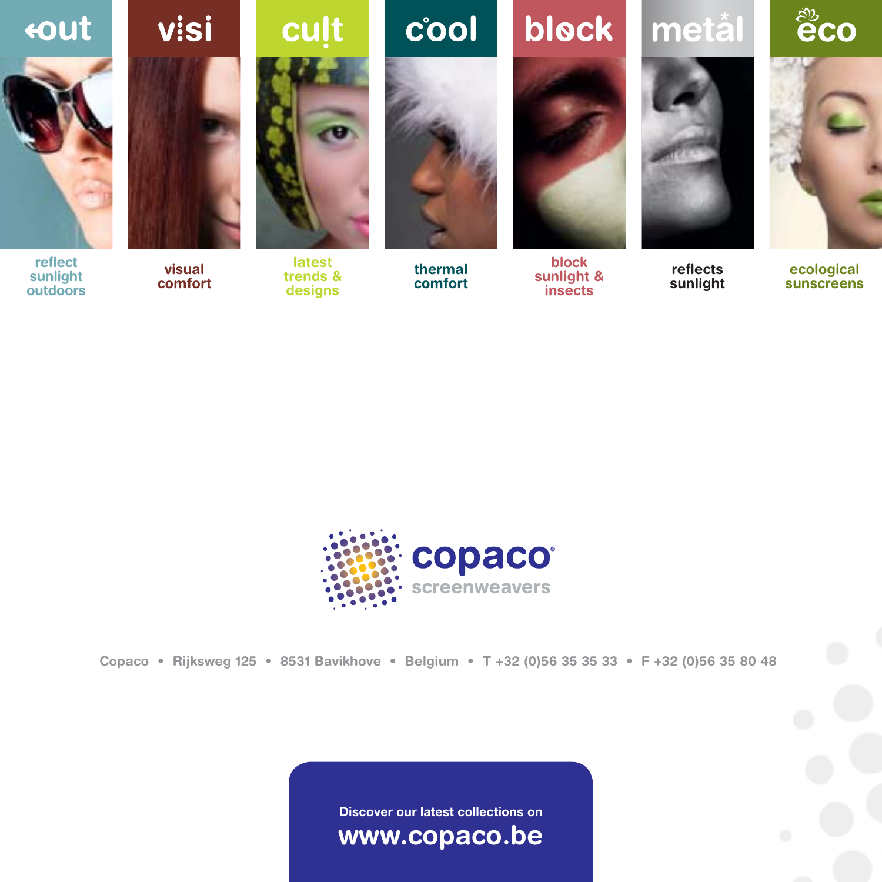out
reflect sunlight outdoors

visi
visual comfort

cult
latest trends & designs

cool
thermal comfort

block
block sunlight & insects

metal
reflects sunlight

eco
ecological sunscreens

copaco®
screenweavers

Copaco • Rijksweg 125 • 8531 Bavikhove • Belgium • T +32 (0)56 35 35 33 • F +32 (0)56 35 80 48

Discover our latest collections on
**www.copaco.be**